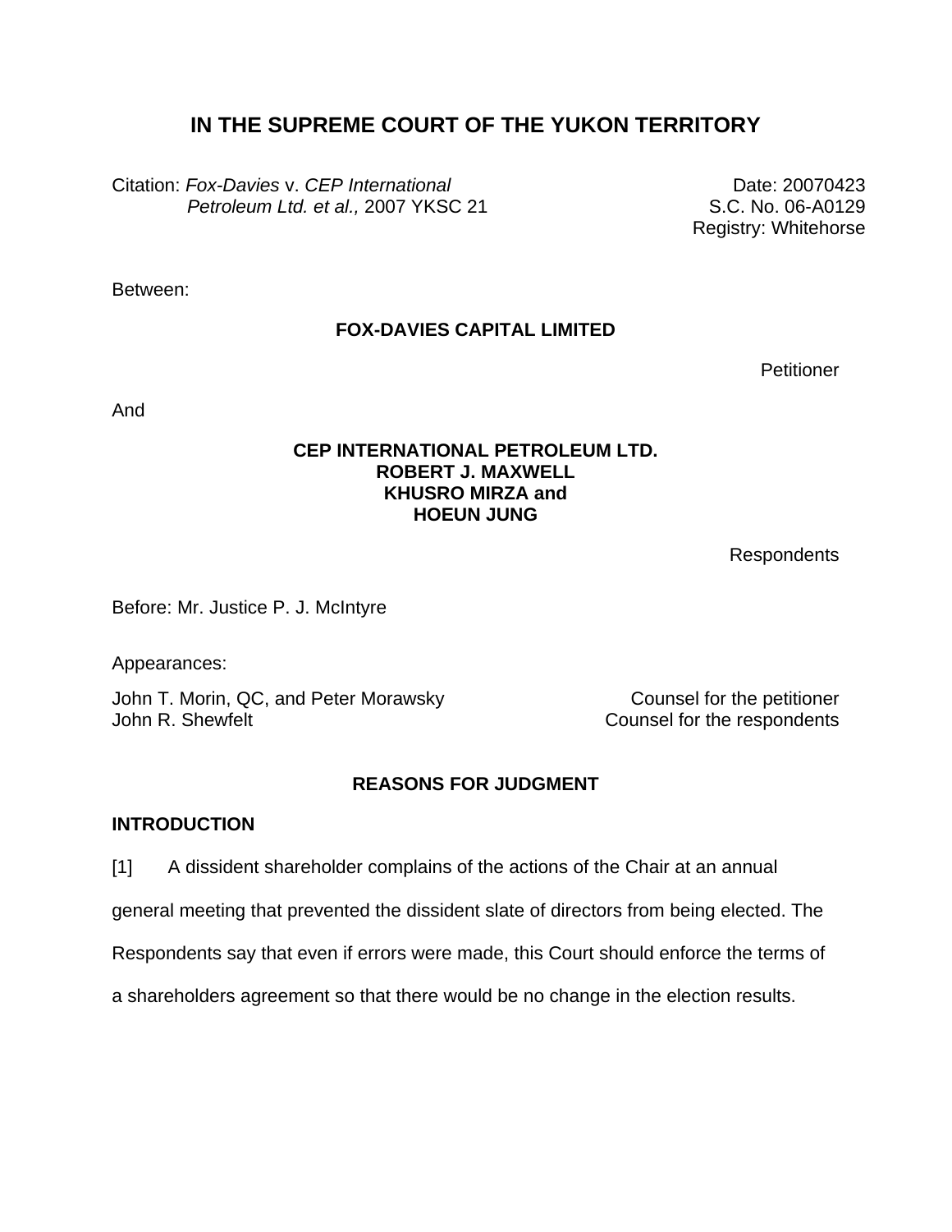# IN THE SUPREME COURT OF THE YUKON TERRITORY

Citation: *Fox-Davies* v. *CEP International Petroleum Ltd. et al.,* 2007 YKSC 21

Date: 20070423
S.C. No. 06-A0129
Registry: Whitehorse

Between:

**FOX-DAVIES CAPITAL LIMITED**

Petitioner

And

**CEP INTERNATIONAL PETROLEUM LTD.**
**ROBERT J. MAXWELL**
**KHUSRO MIRZA and**
**HOEUN JUNG**

Respondents

Before: Mr. Justice P. J. McIntyre

Appearances:

John T. Morin, QC, and Peter Morawsky — Counsel for the petitioner
John R. Shewfelt — Counsel for the respondents

## REASONS FOR JUDGMENT

### INTRODUCTION

[1] A dissident shareholder complains of the actions of the Chair at an annual general meeting that prevented the dissident slate of directors from being elected. The Respondents say that even if errors were made, this Court should enforce the terms of a shareholders agreement so that there would be no change in the election results.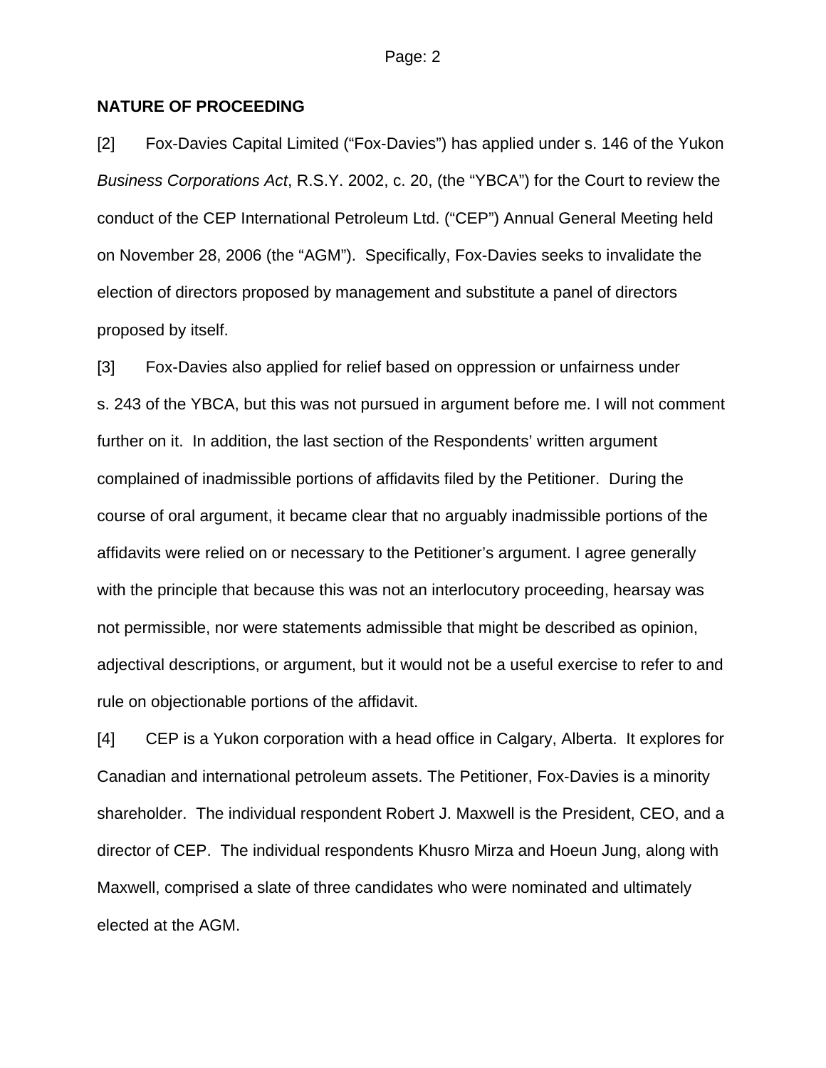## NATURE OF PROCEEDING

[2] Fox-Davies Capital Limited ("Fox-Davies") has applied under s. 146 of the Yukon *Business Corporations Act*, R.S.Y. 2002, c. 20, (the "YBCA") for the Court to review the conduct of the CEP International Petroleum Ltd. ("CEP") Annual General Meeting held on November 28, 2006 (the "AGM"). Specifically, Fox-Davies seeks to invalidate the election of directors proposed by management and substitute a panel of directors proposed by itself.

[3] Fox-Davies also applied for relief based on oppression or unfairness under s. 243 of the YBCA, but this was not pursued in argument before me. I will not comment further on it. In addition, the last section of the Respondents' written argument complained of inadmissible portions of affidavits filed by the Petitioner. During the course of oral argument, it became clear that no arguably inadmissible portions of the affidavits were relied on or necessary to the Petitioner's argument. I agree generally with the principle that because this was not an interlocutory proceeding, hearsay was not permissible, nor were statements admissible that might be described as opinion, adjectival descriptions, or argument, but it would not be a useful exercise to refer to and rule on objectionable portions of the affidavit.

[4] CEP is a Yukon corporation with a head office in Calgary, Alberta. It explores for Canadian and international petroleum assets. The Petitioner, Fox-Davies is a minority shareholder. The individual respondent Robert J. Maxwell is the President, CEO, and a director of CEP. The individual respondents Khusro Mirza and Hoeun Jung, along with Maxwell, comprised a slate of three candidates who were nominated and ultimately elected at the AGM.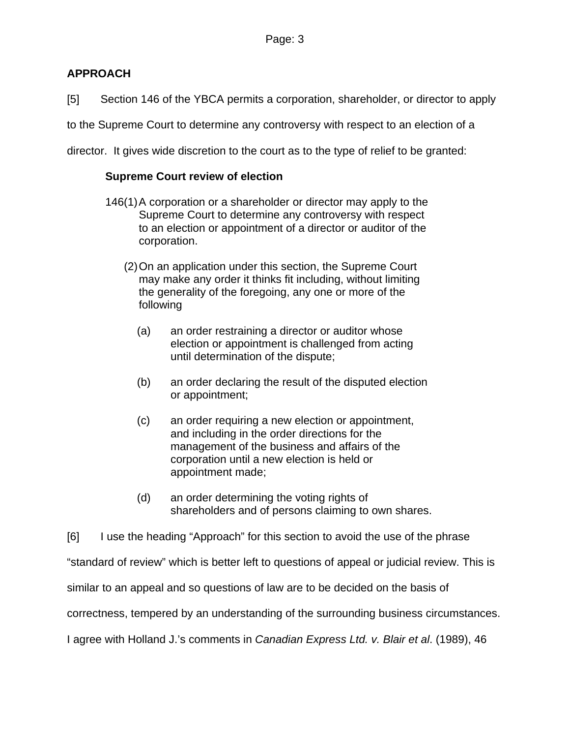## APPROACH

[5] Section 146 of the YBCA permits a corporation, shareholder, or director to apply to the Supreme Court to determine any controversy with respect to an election of a director. It gives wide discretion to the court as to the type of relief to be granted:

> **Supreme Court review of election**
>
> 146(1) A corporation or a shareholder or director may apply to the Supreme Court to determine any controversy with respect to an election or appointment of a director or auditor of the corporation.
>
> (2) On an application under this section, the Supreme Court may make any order it thinks fit including, without limiting the generality of the foregoing, any one or more of the following
>
> (a) an order restraining a director or auditor whose election or appointment is challenged from acting until determination of the dispute;
>
> (b) an order declaring the result of the disputed election or appointment;
>
> (c) an order requiring a new election or appointment, and including in the order directions for the management of the business and affairs of the corporation until a new election is held or appointment made;
>
> (d) an order determining the voting rights of shareholders and of persons claiming to own shares.

[6] I use the heading "Approach" for this section to avoid the use of the phrase "standard of review" which is better left to questions of appeal or judicial review. This is similar to an appeal and so questions of law are to be decided on the basis of correctness, tempered by an understanding of the surrounding business circumstances. I agree with Holland J.'s comments in *Canadian Express Ltd. v. Blair et al*. (1989), 46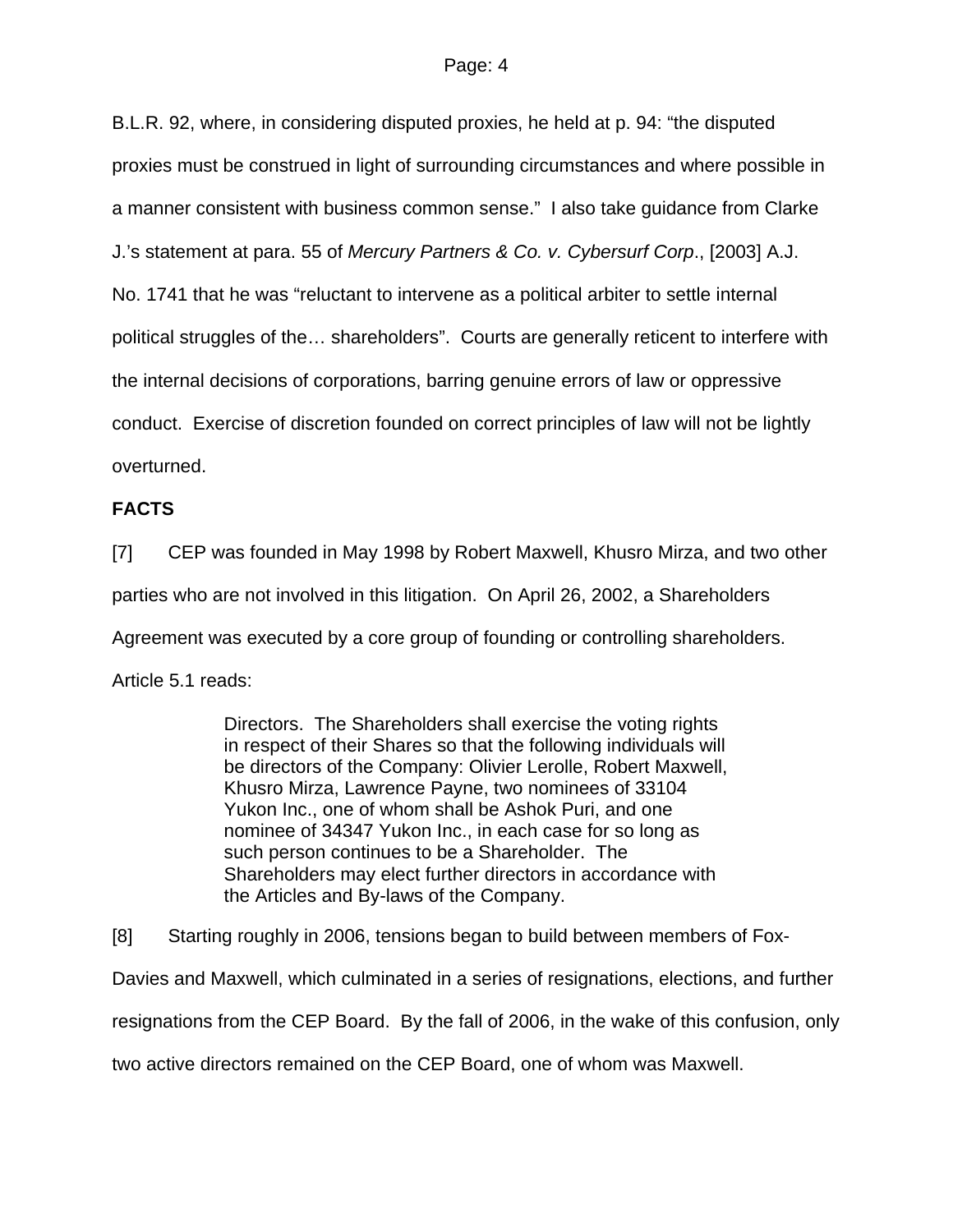B.L.R. 92, where, in considering disputed proxies, he held at p. 94: “the disputed proxies must be construed in light of surrounding circumstances and where possible in a manner consistent with business common sense.” I also take guidance from Clarke J.’s statement at para. 55 of *Mercury Partners & Co. v. Cybersurf Corp*., [2003] A.J. No. 1741 that he was “reluctant to intervene as a political arbiter to settle internal political struggles of the… shareholders”. Courts are generally reticent to interfere with the internal decisions of corporations, barring genuine errors of law or oppressive conduct. Exercise of discretion founded on correct principles of law will not be lightly overturned.

**FACTS**

[7] CEP was founded in May 1998 by Robert Maxwell, Khusro Mirza, and two other parties who are not involved in this litigation. On April 26, 2002, a Shareholders Agreement was executed by a core group of founding or controlling shareholders. Article 5.1 reads:

> Directors. The Shareholders shall exercise the voting rights in respect of their Shares so that the following individuals will be directors of the Company: Olivier Lerolle, Robert Maxwell, Khusro Mirza, Lawrence Payne, two nominees of 33104 Yukon Inc., one of whom shall be Ashok Puri, and one nominee of 34347 Yukon Inc., in each case for so long as such person continues to be a Shareholder. The Shareholders may elect further directors in accordance with the Articles and By-laws of the Company.

[8] Starting roughly in 2006, tensions began to build between members of Fox-Davies and Maxwell, which culminated in a series of resignations, elections, and further resignations from the CEP Board. By the fall of 2006, in the wake of this confusion, only two active directors remained on the CEP Board, one of whom was Maxwell.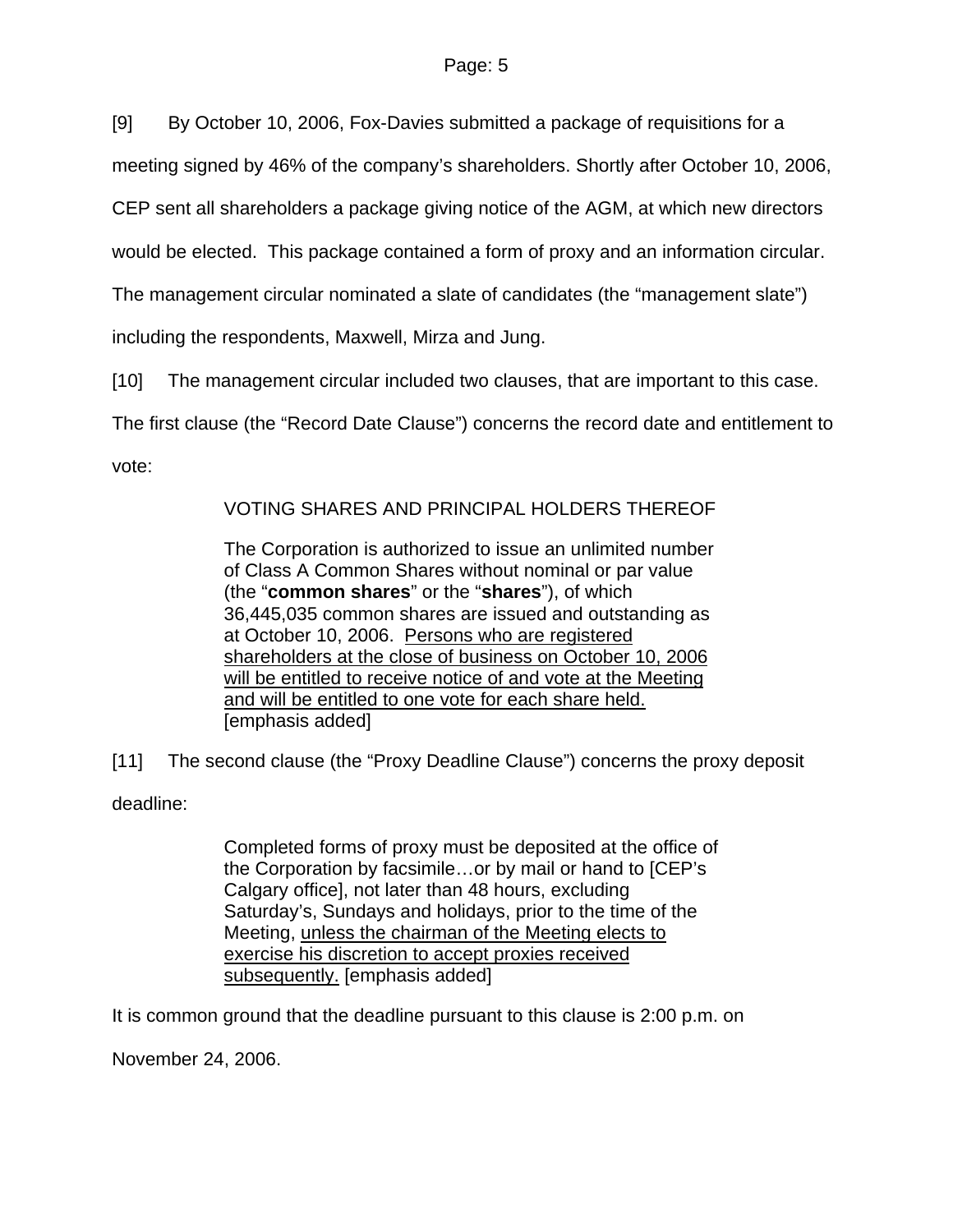[9] By October 10, 2006, Fox-Davies submitted a package of requisitions for a meeting signed by 46% of the company's shareholders. Shortly after October 10, 2006, CEP sent all shareholders a package giving notice of the AGM, at which new directors would be elected. This package contained a form of proxy and an information circular. The management circular nominated a slate of candidates (the "management slate") including the respondents, Maxwell, Mirza and Jung.

[10] The management circular included two clauses, that are important to this case. The first clause (the "Record Date Clause") concerns the record date and entitlement to vote:

> VOTING SHARES AND PRINCIPAL HOLDERS THEREOF
>
> The Corporation is authorized to issue an unlimited number of Class A Common Shares without nominal or par value (the "**common shares**" or the "**shares**"), of which 36,445,035 common shares are issued and outstanding as at October 10, 2006. <u>Persons who are registered shareholders at the close of business on October 10, 2006 will be entitled to receive notice of and vote at the Meeting and will be entitled to one vote for each share held.</u> [emphasis added]

[11] The second clause (the "Proxy Deadline Clause") concerns the proxy deposit deadline:

> Completed forms of proxy must be deposited at the office of the Corporation by facsimile…or by mail or hand to [CEP's Calgary office], not later than 48 hours, excluding Saturday's, Sundays and holidays, prior to the time of the Meeting, <u>unless the chairman of the Meeting elects to exercise his discretion to accept proxies received subsequently.</u> [emphasis added]

It is common ground that the deadline pursuant to this clause is 2:00 p.m. on November 24, 2006.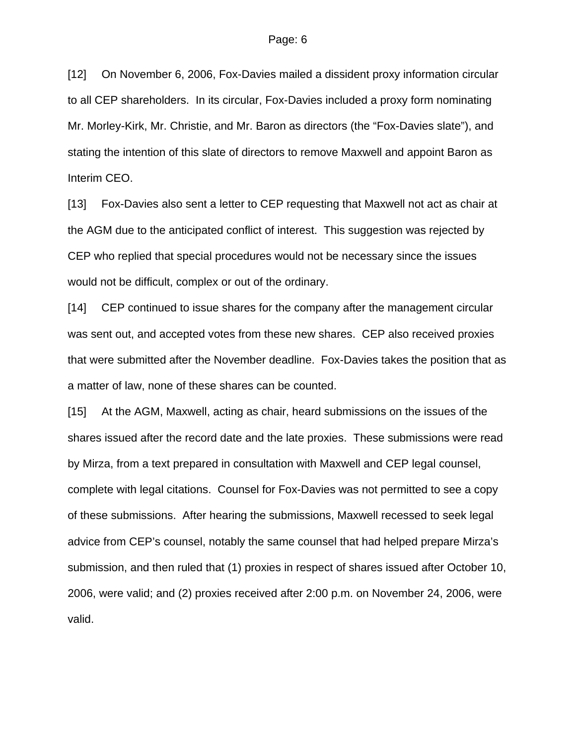[12] On November 6, 2006, Fox-Davies mailed a dissident proxy information circular to all CEP shareholders. In its circular, Fox-Davies included a proxy form nominating Mr. Morley-Kirk, Mr. Christie, and Mr. Baron as directors (the "Fox-Davies slate"), and stating the intention of this slate of directors to remove Maxwell and appoint Baron as Interim CEO.

[13] Fox-Davies also sent a letter to CEP requesting that Maxwell not act as chair at the AGM due to the anticipated conflict of interest. This suggestion was rejected by CEP who replied that special procedures would not be necessary since the issues would not be difficult, complex or out of the ordinary.

[14] CEP continued to issue shares for the company after the management circular was sent out, and accepted votes from these new shares. CEP also received proxies that were submitted after the November deadline. Fox-Davies takes the position that as a matter of law, none of these shares can be counted.

[15] At the AGM, Maxwell, acting as chair, heard submissions on the issues of the shares issued after the record date and the late proxies. These submissions were read by Mirza, from a text prepared in consultation with Maxwell and CEP legal counsel, complete with legal citations. Counsel for Fox-Davies was not permitted to see a copy of these submissions. After hearing the submissions, Maxwell recessed to seek legal advice from CEP's counsel, notably the same counsel that had helped prepare Mirza's submission, and then ruled that (1) proxies in respect of shares issued after October 10, 2006, were valid; and (2) proxies received after 2:00 p.m. on November 24, 2006, were valid.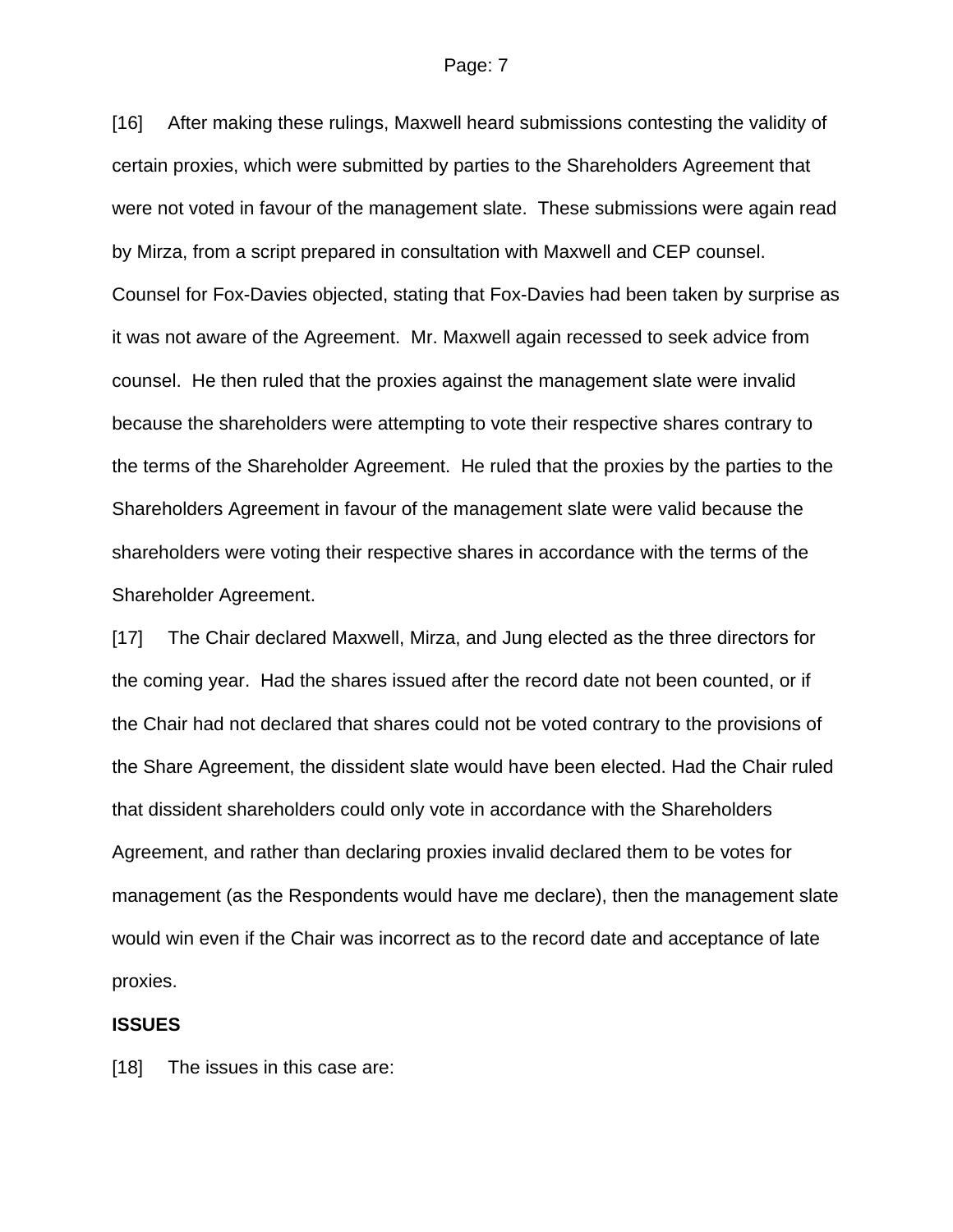[16] After making these rulings, Maxwell heard submissions contesting the validity of certain proxies, which were submitted by parties to the Shareholders Agreement that were not voted in favour of the management slate. These submissions were again read by Mirza, from a script prepared in consultation with Maxwell and CEP counsel. Counsel for Fox-Davies objected, stating that Fox-Davies had been taken by surprise as it was not aware of the Agreement. Mr. Maxwell again recessed to seek advice from counsel. He then ruled that the proxies against the management slate were invalid because the shareholders were attempting to vote their respective shares contrary to the terms of the Shareholder Agreement. He ruled that the proxies by the parties to the Shareholders Agreement in favour of the management slate were valid because the shareholders were voting their respective shares in accordance with the terms of the Shareholder Agreement.

[17] The Chair declared Maxwell, Mirza, and Jung elected as the three directors for the coming year. Had the shares issued after the record date not been counted, or if the Chair had not declared that shares could not be voted contrary to the provisions of the Share Agreement, the dissident slate would have been elected. Had the Chair ruled that dissident shareholders could only vote in accordance with the Shareholders Agreement, and rather than declaring proxies invalid declared them to be votes for management (as the Respondents would have me declare), then the management slate would win even if the Chair was incorrect as to the record date and acceptance of late proxies.

**ISSUES**

[18] The issues in this case are: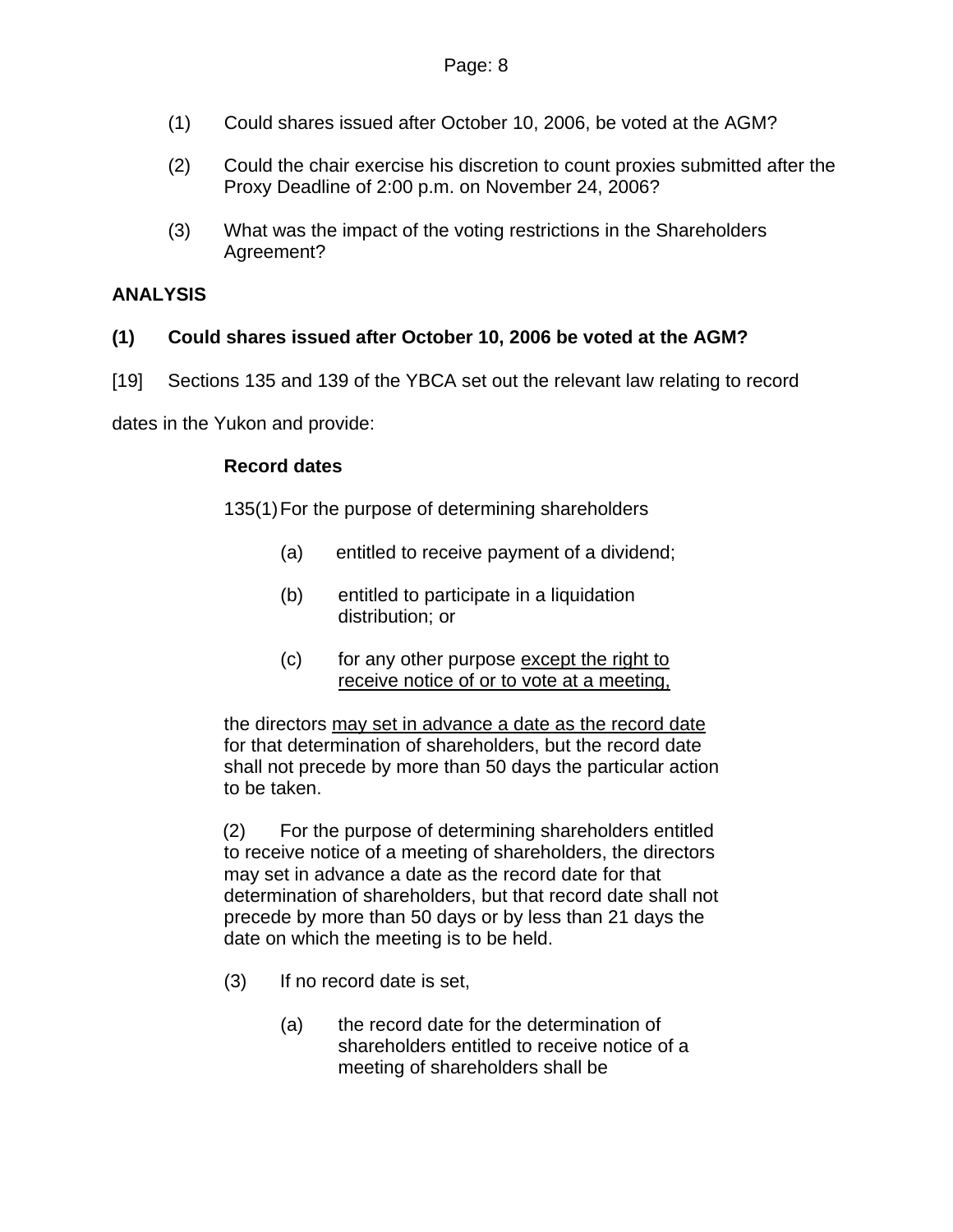(1) Could shares issued after October 10, 2006, be voted at the AGM?

(2) Could the chair exercise his discretion to count proxies submitted after the Proxy Deadline of 2:00 p.m. on November 24, 2006?

(3) What was the impact of the voting restrictions in the Shareholders Agreement?

**ANALYSIS**

**(1) Could shares issued after October 10, 2006 be voted at the AGM?**

[19] Sections 135 and 139 of the YBCA set out the relevant law relating to record dates in the Yukon and provide:

> **Record dates**
>
> 135(1) For the purpose of determining shareholders
>
> (a) entitled to receive payment of a dividend;
>
> (b) entitled to participate in a liquidation distribution; or
>
> (c) for any other purpose <u>except the right to receive notice of or to vote at a meeting,</u>
>
> the directors <u>may set in advance a date as the record date</u> for that determination of shareholders, but the record date shall not precede by more than 50 days the particular action to be taken.
>
> (2) For the purpose of determining shareholders entitled to receive notice of a meeting of shareholders, the directors may set in advance a date as the record date for that determination of shareholders, but that record date shall not precede by more than 50 days or by less than 21 days the date on which the meeting is to be held.
>
> (3) If no record date is set,
>
> (a) the record date for the determination of shareholders entitled to receive notice of a meeting of shareholders shall be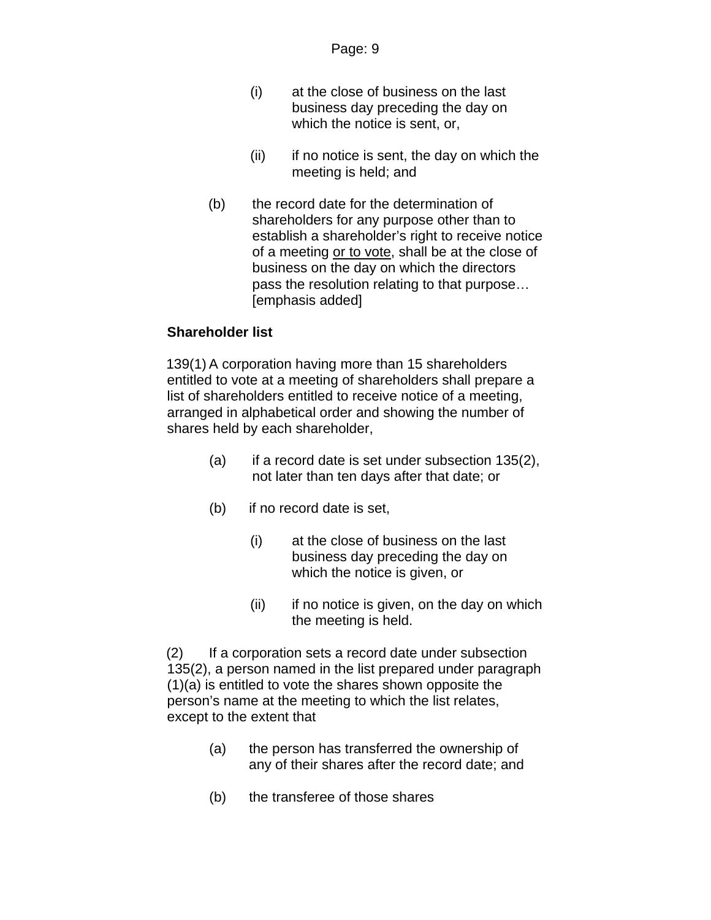(i) at the close of business on the last business day preceding the day on which the notice is sent, or,

(ii) if no notice is sent, the day on which the meeting is held; and

(b) the record date for the determination of shareholders for any purpose other than to establish a shareholder's right to receive notice of a meeting <u>or to vote</u>, shall be at the close of business on the day on which the directors pass the resolution relating to that purpose… [emphasis added]

**Shareholder list**

139(1) A corporation having more than 15 shareholders entitled to vote at a meeting of shareholders shall prepare a list of shareholders entitled to receive notice of a meeting, arranged in alphabetical order and showing the number of shares held by each shareholder,

(a) if a record date is set under subsection 135(2), not later than ten days after that date; or

(b) if no record date is set,

(i) at the close of business on the last business day preceding the day on which the notice is given, or

(ii) if no notice is given, on the day on which the meeting is held.

(2) If a corporation sets a record date under subsection 135(2), a person named in the list prepared under paragraph (1)(a) is entitled to vote the shares shown opposite the person's name at the meeting to which the list relates, except to the extent that

(a) the person has transferred the ownership of any of their shares after the record date; and

(b) the transferee of those shares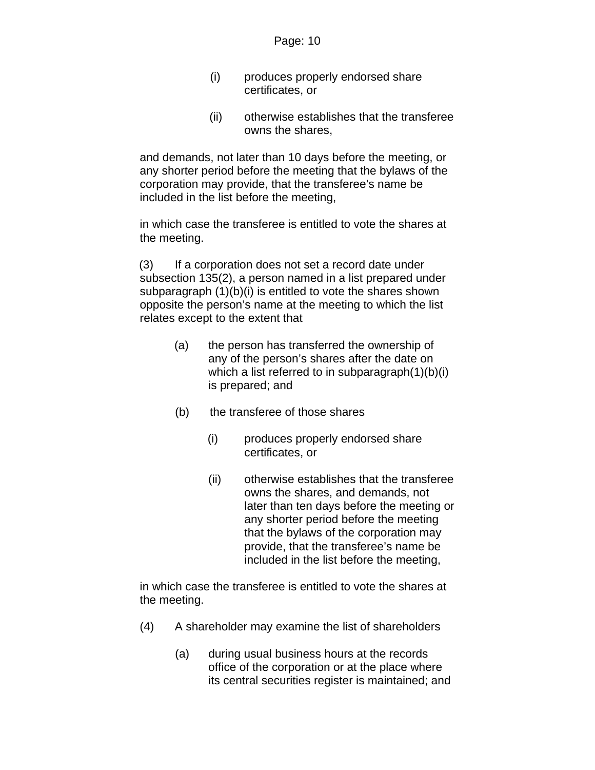(i) produces properly endorsed share certificates, or

(ii) otherwise establishes that the transferee owns the shares,

and demands, not later than 10 days before the meeting, or any shorter period before the meeting that the bylaws of the corporation may provide, that the transferee's name be included in the list before the meeting,

in which case the transferee is entitled to vote the shares at the meeting.

(3) If a corporation does not set a record date under subsection 135(2), a person named in a list prepared under subparagraph (1)(b)(i) is entitled to vote the shares shown opposite the person's name at the meeting to which the list relates except to the extent that

(a) the person has transferred the ownership of any of the person's shares after the date on which a list referred to in subparagraph(1)(b)(i) is prepared; and

(b) the transferee of those shares

(i) produces properly endorsed share certificates, or

(ii) otherwise establishes that the transferee owns the shares, and demands, not later than ten days before the meeting or any shorter period before the meeting that the bylaws of the corporation may provide, that the transferee's name be included in the list before the meeting,

in which case the transferee is entitled to vote the shares at the meeting.

(4) A shareholder may examine the list of shareholders

(a) during usual business hours at the records office of the corporation or at the place where its central securities register is maintained; and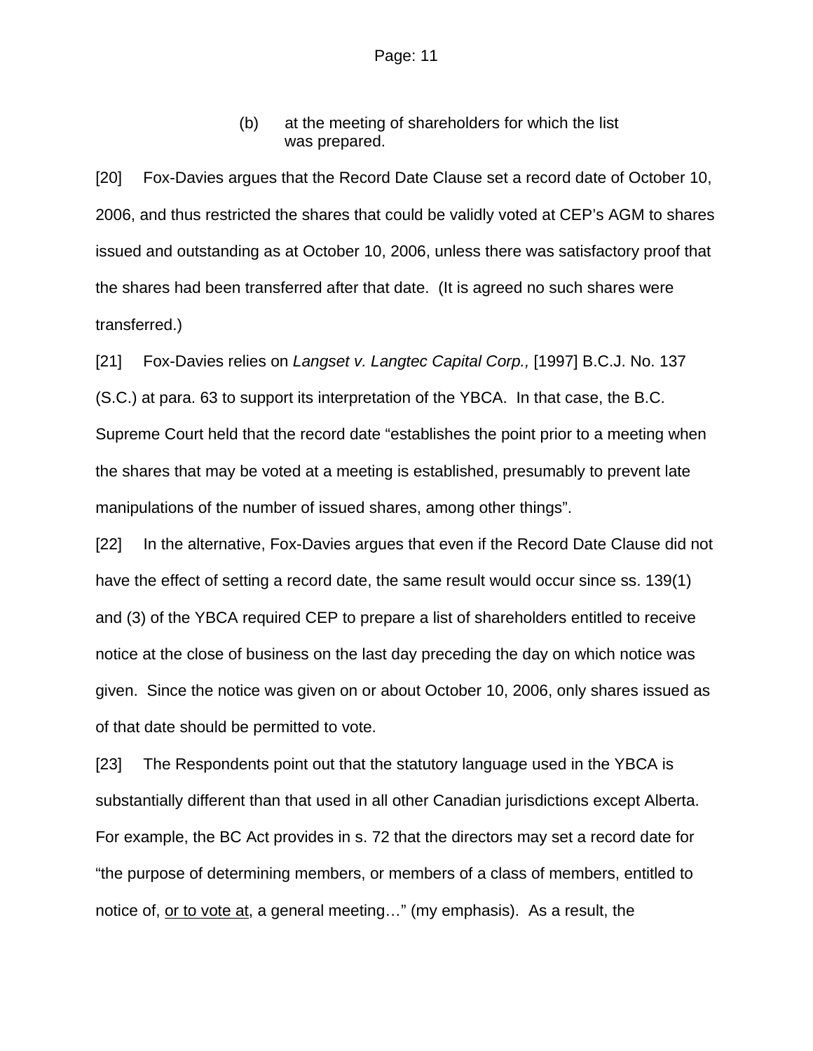(b) at the meeting of shareholders for which the list was prepared.

[20] Fox-Davies argues that the Record Date Clause set a record date of October 10, 2006, and thus restricted the shares that could be validly voted at CEP's AGM to shares issued and outstanding as at October 10, 2006, unless there was satisfactory proof that the shares had been transferred after that date. (It is agreed no such shares were transferred.)

[21] Fox-Davies relies on *Langset v. Langtec Capital Corp.,* [1997] B.C.J. No. 137 (S.C.) at para. 63 to support its interpretation of the YBCA. In that case, the B.C. Supreme Court held that the record date "establishes the point prior to a meeting when the shares that may be voted at a meeting is established, presumably to prevent late manipulations of the number of issued shares, among other things".

[22] In the alternative, Fox-Davies argues that even if the Record Date Clause did not have the effect of setting a record date, the same result would occur since ss. 139(1) and (3) of the YBCA required CEP to prepare a list of shareholders entitled to receive notice at the close of business on the last day preceding the day on which notice was given. Since the notice was given on or about October 10, 2006, only shares issued as of that date should be permitted to vote.

[23] The Respondents point out that the statutory language used in the YBCA is substantially different than that used in all other Canadian jurisdictions except Alberta. For example, the BC Act provides in s. 72 that the directors may set a record date for "the purpose of determining members, or members of a class of members, entitled to notice of, <u>or to vote at</u>, a general meeting…" (my emphasis). As a result, the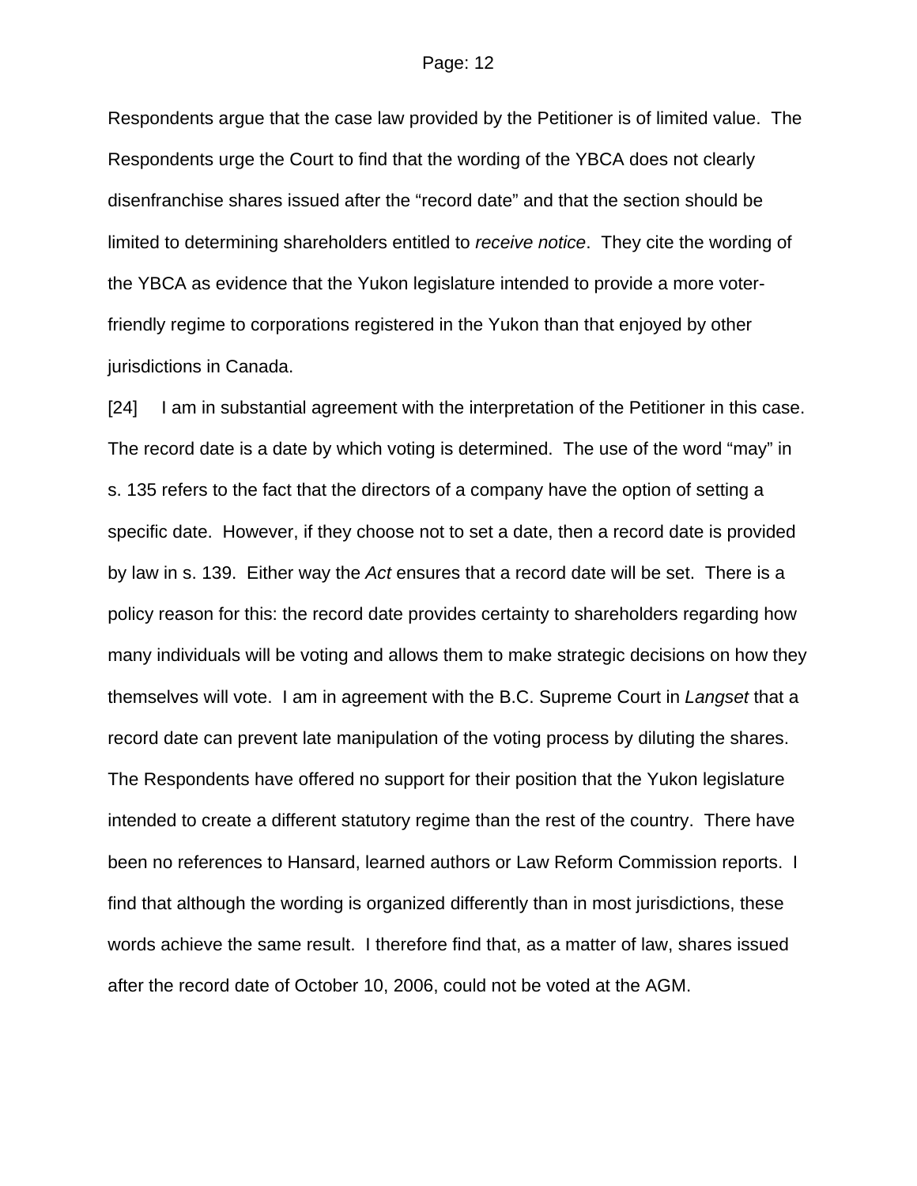Respondents argue that the case law provided by the Petitioner is of limited value. The Respondents urge the Court to find that the wording of the YBCA does not clearly disenfranchise shares issued after the “record date” and that the section should be limited to determining shareholders entitled to *receive notice*. They cite the wording of the YBCA as evidence that the Yukon legislature intended to provide a more voter-friendly regime to corporations registered in the Yukon than that enjoyed by other jurisdictions in Canada.

[24] I am in substantial agreement with the interpretation of the Petitioner in this case. The record date is a date by which voting is determined. The use of the word “may” in s. 135 refers to the fact that the directors of a company have the option of setting a specific date. However, if they choose not to set a date, then a record date is provided by law in s. 139. Either way the *Act* ensures that a record date will be set. There is a policy reason for this: the record date provides certainty to shareholders regarding how many individuals will be voting and allows them to make strategic decisions on how they themselves will vote. I am in agreement with the B.C. Supreme Court in *Langset* that a record date can prevent late manipulation of the voting process by diluting the shares. The Respondents have offered no support for their position that the Yukon legislature intended to create a different statutory regime than the rest of the country. There have been no references to Hansard, learned authors or Law Reform Commission reports. I find that although the wording is organized differently than in most jurisdictions, these words achieve the same result. I therefore find that, as a matter of law, shares issued after the record date of October 10, 2006, could not be voted at the AGM.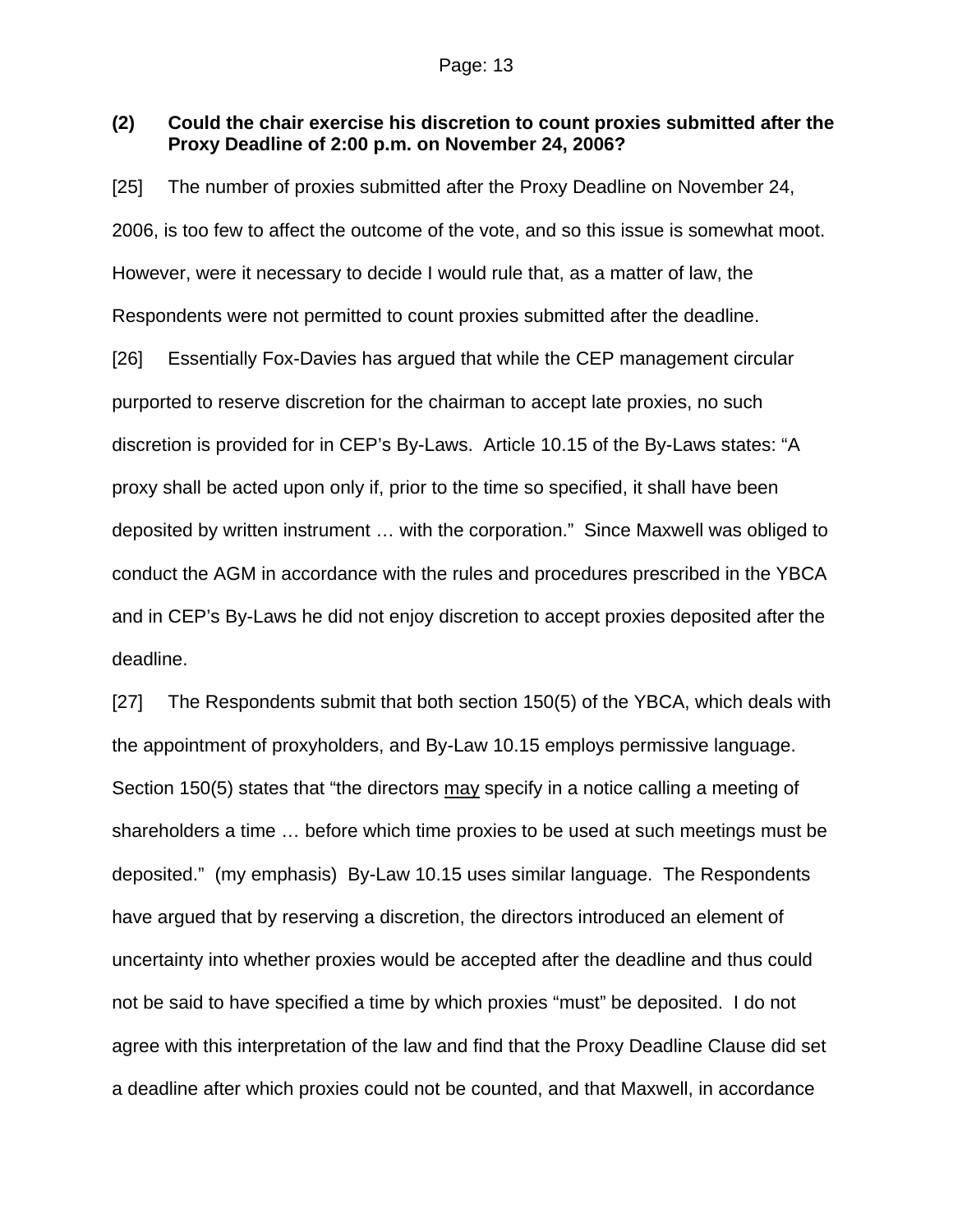**(2) Could the chair exercise his discretion to count proxies submitted after the Proxy Deadline of 2:00 p.m. on November 24, 2006?**

[25] The number of proxies submitted after the Proxy Deadline on November 24, 2006, is too few to affect the outcome of the vote, and so this issue is somewhat moot. However, were it necessary to decide I would rule that, as a matter of law, the Respondents were not permitted to count proxies submitted after the deadline.

[26] Essentially Fox-Davies has argued that while the CEP management circular purported to reserve discretion for the chairman to accept late proxies, no such discretion is provided for in CEP's By-Laws. Article 10.15 of the By-Laws states: "A proxy shall be acted upon only if, prior to the time so specified, it shall have been deposited by written instrument … with the corporation." Since Maxwell was obliged to conduct the AGM in accordance with the rules and procedures prescribed in the YBCA and in CEP's By-Laws he did not enjoy discretion to accept proxies deposited after the deadline.

[27] The Respondents submit that both section 150(5) of the YBCA, which deals with the appointment of proxyholders, and By-Law 10.15 employs permissive language. Section 150(5) states that "the directors <u>may</u> specify in a notice calling a meeting of shareholders a time … before which time proxies to be used at such meetings must be deposited." (my emphasis) By-Law 10.15 uses similar language. The Respondents have argued that by reserving a discretion, the directors introduced an element of uncertainty into whether proxies would be accepted after the deadline and thus could not be said to have specified a time by which proxies "must" be deposited. I do not agree with this interpretation of the law and find that the Proxy Deadline Clause did set a deadline after which proxies could not be counted, and that Maxwell, in accordance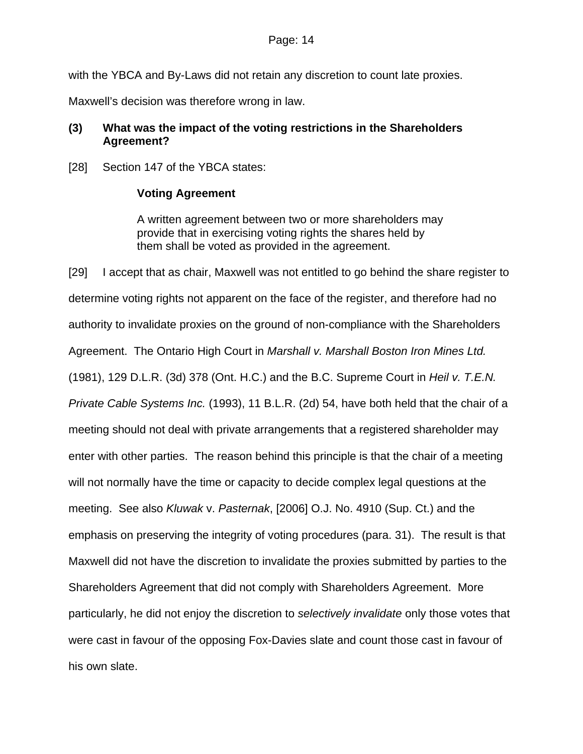with the YBCA and By-Laws did not retain any discretion to count late proxies. Maxwell's decision was therefore wrong in law.

### (3) What was the impact of the voting restrictions in the Shareholders Agreement?

[28] Section 147 of the YBCA states:

> **Voting Agreement**
>
> A written agreement between two or more shareholders may provide that in exercising voting rights the shares held by them shall be voted as provided in the agreement.

[29] I accept that as chair, Maxwell was not entitled to go behind the share register to determine voting rights not apparent on the face of the register, and therefore had no authority to invalidate proxies on the ground of non-compliance with the Shareholders Agreement. The Ontario High Court in *Marshall v. Marshall Boston Iron Mines Ltd.* (1981), 129 D.L.R. (3d) 378 (Ont. H.C.) and the B.C. Supreme Court in *Heil v. T.E.N. Private Cable Systems Inc.* (1993), 11 B.L.R. (2d) 54, have both held that the chair of a meeting should not deal with private arrangements that a registered shareholder may enter with other parties. The reason behind this principle is that the chair of a meeting will not normally have the time or capacity to decide complex legal questions at the meeting. See also *Kluwak* v. *Pasternak*, [2006] O.J. No. 4910 (Sup. Ct.) and the emphasis on preserving the integrity of voting procedures (para. 31). The result is that Maxwell did not have the discretion to invalidate the proxies submitted by parties to the Shareholders Agreement that did not comply with Shareholders Agreement. More particularly, he did not enjoy the discretion to *selectively invalidate* only those votes that were cast in favour of the opposing Fox-Davies slate and count those cast in favour of his own slate.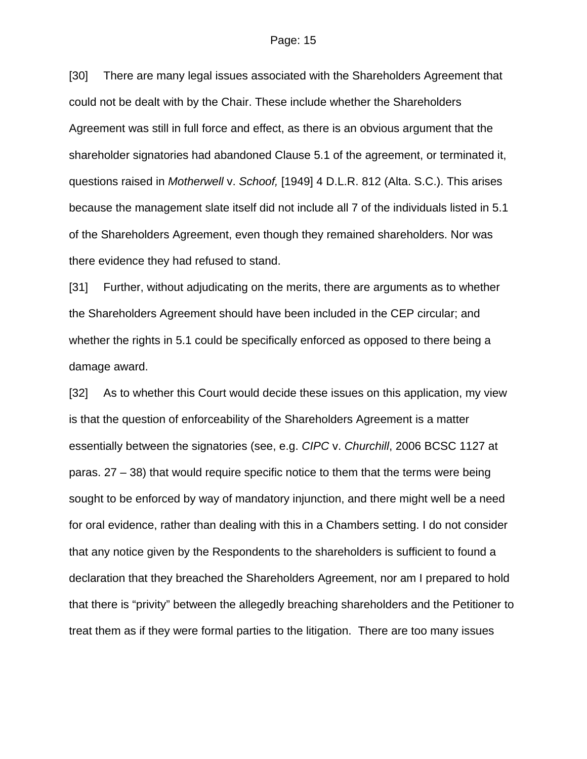[30] There are many legal issues associated with the Shareholders Agreement that could not be dealt with by the Chair. These include whether the Shareholders Agreement was still in full force and effect, as there is an obvious argument that the shareholder signatories had abandoned Clause 5.1 of the agreement, or terminated it, questions raised in *Motherwell* v. *Schoof,* [1949] 4 D.L.R. 812 (Alta. S.C.). This arises because the management slate itself did not include all 7 of the individuals listed in 5.1 of the Shareholders Agreement, even though they remained shareholders. Nor was there evidence they had refused to stand.

[31] Further, without adjudicating on the merits, there are arguments as to whether the Shareholders Agreement should have been included in the CEP circular; and whether the rights in 5.1 could be specifically enforced as opposed to there being a damage award.

[32] As to whether this Court would decide these issues on this application, my view is that the question of enforceability of the Shareholders Agreement is a matter essentially between the signatories (see, e.g. *CIPC* v. *Churchill*, 2006 BCSC 1127 at paras. 27 – 38) that would require specific notice to them that the terms were being sought to be enforced by way of mandatory injunction, and there might well be a need for oral evidence, rather than dealing with this in a Chambers setting. I do not consider that any notice given by the Respondents to the shareholders is sufficient to found a declaration that they breached the Shareholders Agreement, nor am I prepared to hold that there is "privity" between the allegedly breaching shareholders and the Petitioner to treat them as if they were formal parties to the litigation. There are too many issues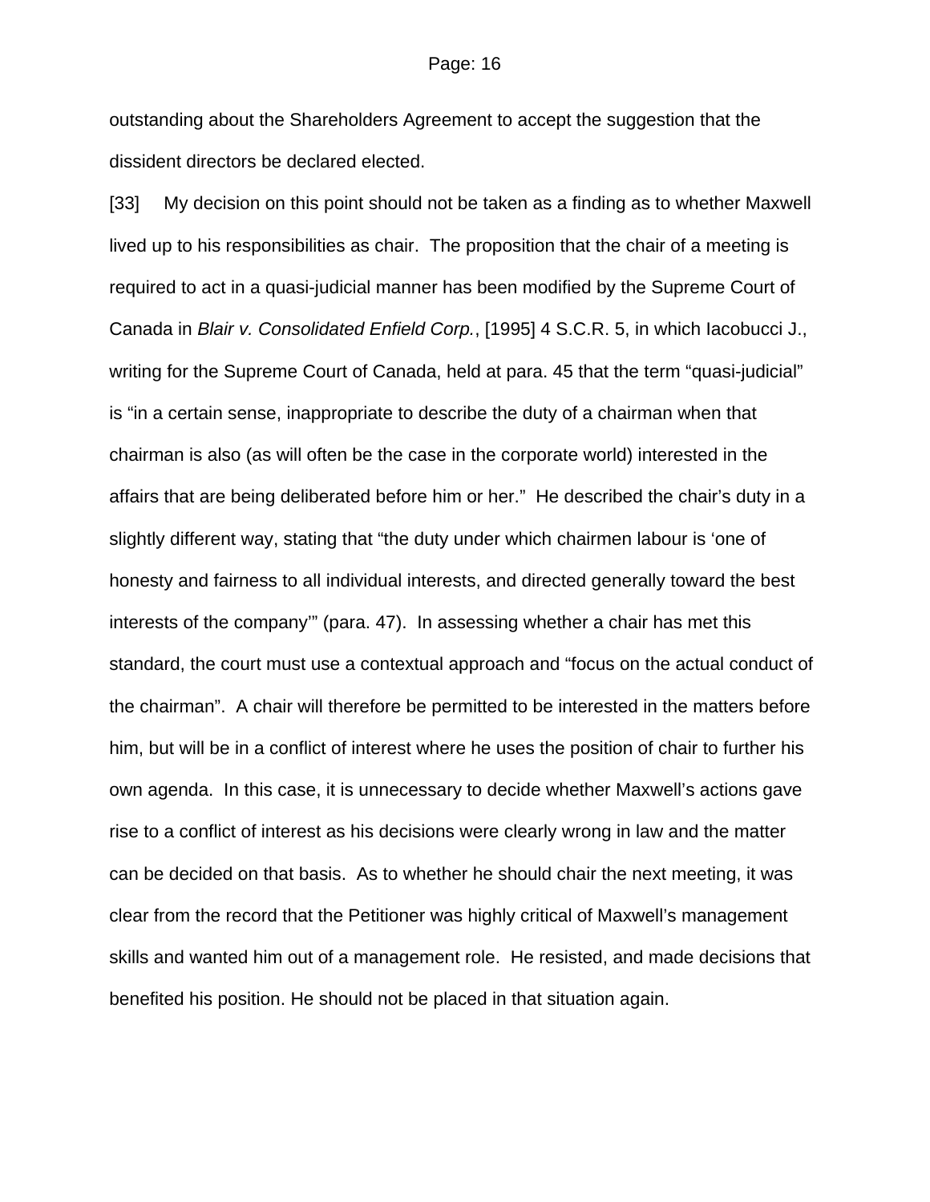outstanding about the Shareholders Agreement to accept the suggestion that the dissident directors be declared elected.

[33] My decision on this point should not be taken as a finding as to whether Maxwell lived up to his responsibilities as chair. The proposition that the chair of a meeting is required to act in a quasi-judicial manner has been modified by the Supreme Court of Canada in *Blair v. Consolidated Enfield Corp.*, [1995] 4 S.C.R. 5, in which Iacobucci J., writing for the Supreme Court of Canada, held at para. 45 that the term "quasi-judicial" is "in a certain sense, inappropriate to describe the duty of a chairman when that chairman is also (as will often be the case in the corporate world) interested in the affairs that are being deliberated before him or her." He described the chair's duty in a slightly different way, stating that "the duty under which chairmen labour is 'one of honesty and fairness to all individual interests, and directed generally toward the best interests of the company'" (para. 47). In assessing whether a chair has met this standard, the court must use a contextual approach and "focus on the actual conduct of the chairman". A chair will therefore be permitted to be interested in the matters before him, but will be in a conflict of interest where he uses the position of chair to further his own agenda. In this case, it is unnecessary to decide whether Maxwell's actions gave rise to a conflict of interest as his decisions were clearly wrong in law and the matter can be decided on that basis. As to whether he should chair the next meeting, it was clear from the record that the Petitioner was highly critical of Maxwell's management skills and wanted him out of a management role. He resisted, and made decisions that benefited his position. He should not be placed in that situation again.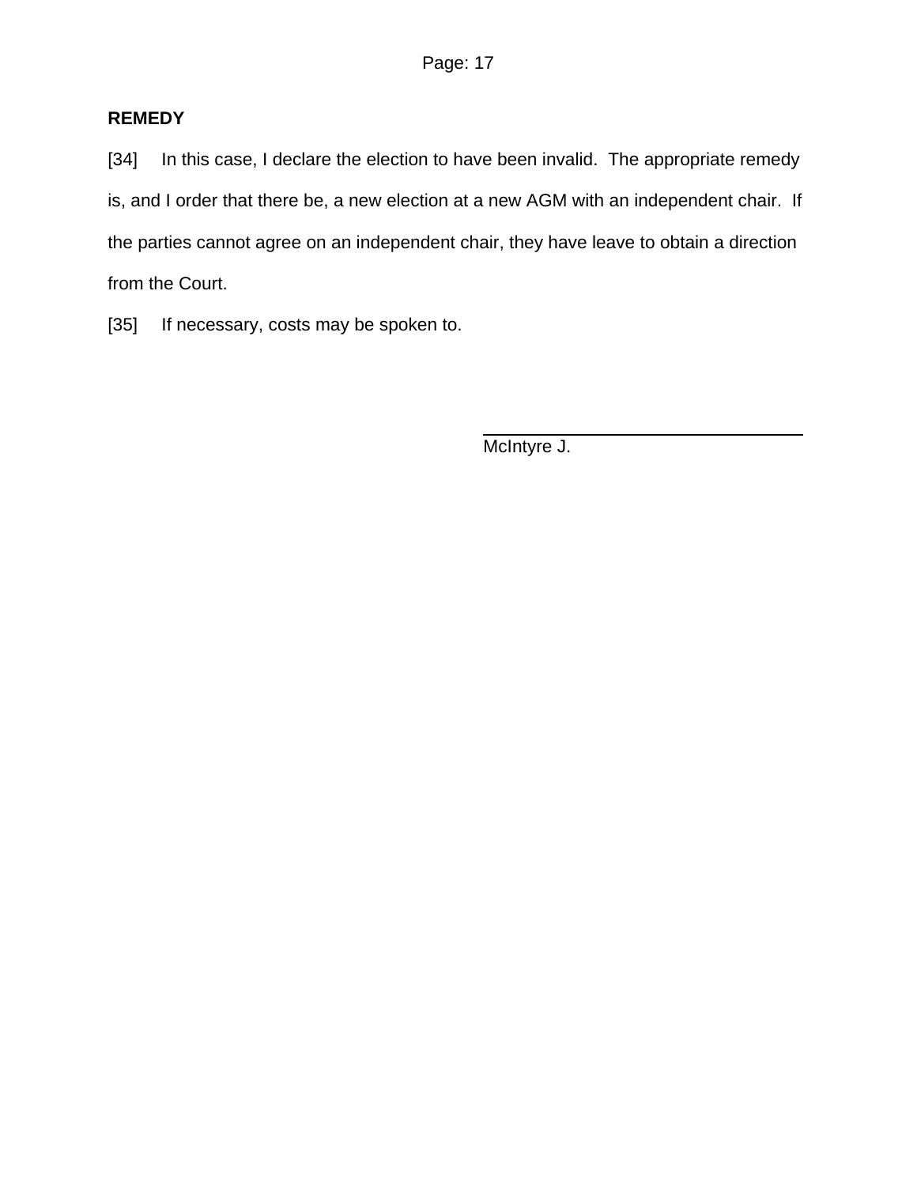## REMEDY

[34] In this case, I declare the election to have been invalid. The appropriate remedy is, and I order that there be, a new election at a new AGM with an independent chair. If the parties cannot agree on an independent chair, they have leave to obtain a direction from the Court.

[35] If necessary, costs may be spoken to.

McIntyre J.